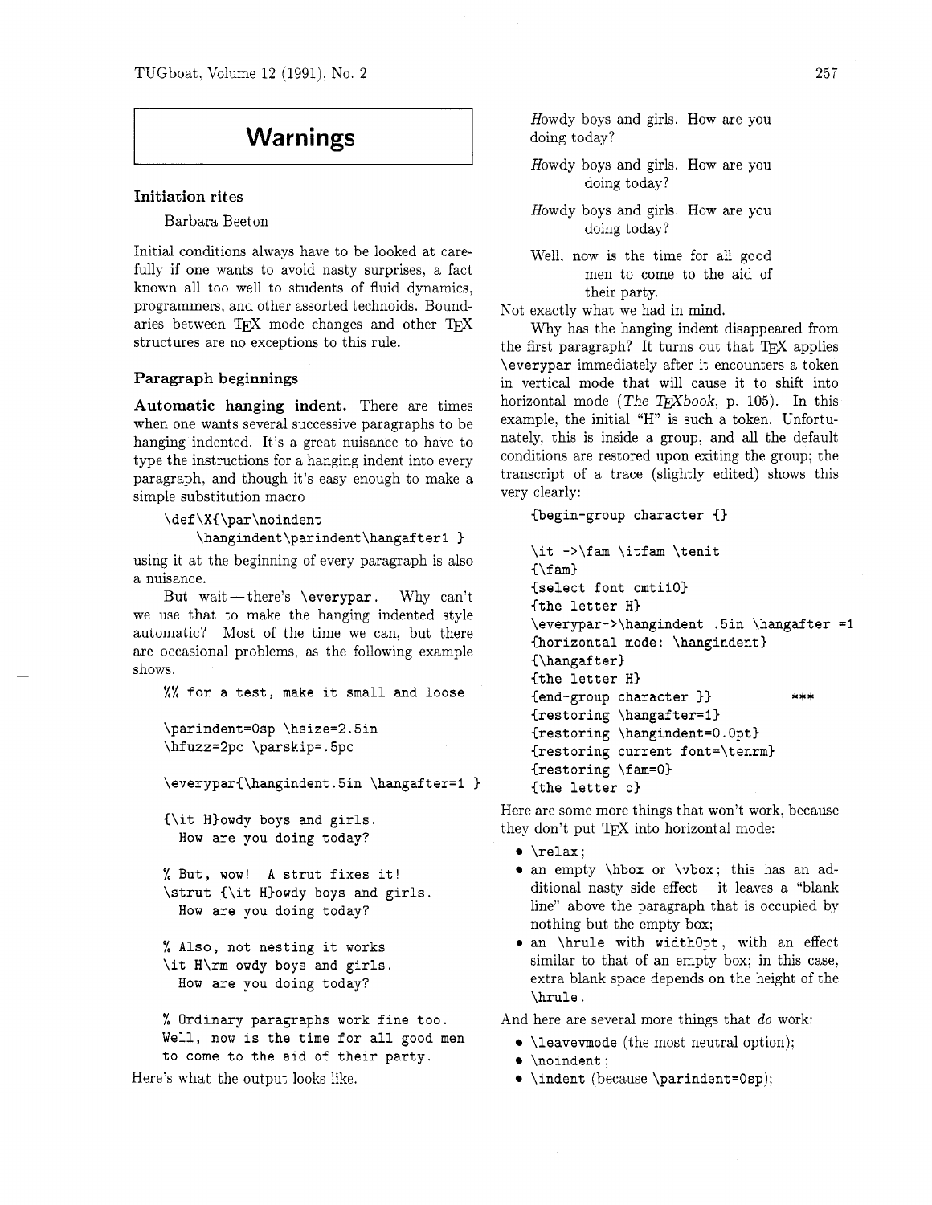# Warnings

## Initiation rites

Barbara Beeton

Initial conditions always have to be looked at carefully if one wants to avoid nasty surprises, a fact known all too well to students of fluid dynamics, programmers, and other assorted technoids. Boundaries between TeX mode changes and other TeX structures are no exceptions to this rule.

### Paragraph beginnings

**Automatic hanging indent.** There are times when one wants several successive paragraphs to be hanging indented. It's a great nuisance to have to type the instructions for a hanging indent into every paragraph, and though it's easy enough to make a simple substitution macro

```
\def\X{\par\noindent
   \hangindent\parindent\hangafter1 }
```

using it at the beginning of every paragraph is also a nuisance.

But wait — there's `\everypar`. Why can't we use that to make the hanging indented style automatic? Most of the time we can, but there are occasional problems, as the following example shows.

```
%% for a test, make it small and loose

\parindent=0sp \hsize=2.5in
\hfuzz=2pc \parskip=.5pc

\everypar{\hangindent.5in \hangafter=1 }

{\it H}owdy boys and girls.
  How are you doing today?

% But, wow!  A strut fixes it!
\strut {\it H}owdy boys and girls.
  How are you doing today?

% Also, not nesting it works
\it H\rm owdy boys and girls.
  How are you doing today?

% Ordinary paragraphs work fine too.
Well, now is the time for all good men
to come to the aid of their party.
```

Here's what the output looks like.

> *H*owdy boys and girls. How are you doing today?
>
> *H*owdy boys and girls. How are you
>         doing today?
>
> *H*owdy boys and girls. How are you
>         doing today?
>
> Well, now is the time for all good
>         men to come to the aid of
>         their party.

Not exactly what we had in mind.

Why has the hanging indent disappeared from the first paragraph? It turns out that TeX applies `\everypar` immediately after it encounters a token in vertical mode that will cause it to shift into horizontal mode (*The TeXbook*, p. 105). In this example, the initial "H" is such a token. Unfortunately, this is inside a group, and all the default conditions are restored upon exiting the group; the transcript of a trace (slightly edited) shows this very clearly:

```
{begin-group character {}

\it ->\fam \itfam \tenit
{\fam}
{select font cmti10}
{the letter H}
\everypar->\hangindent .5in \hangafter =1
{horizontal mode: \hangindent}
{\hangafter}
{the letter H}
{end-group character }}            ***
{restoring \hangafter=1}
{restoring \hangindent=0.0pt}
{restoring current font=\tenrm}
{restoring \fam=0}
{the letter o}
```

Here are some more things that won't work, because they don't put TeX into horizontal mode:

- `\relax`;
- an empty `\hbox` or `\vbox`; this has an additional nasty side effect — it leaves a "blank line" above the paragraph that is occupied by nothing but the empty box;
- an `\hrule` with `width0pt`, with an effect similar to that of an empty box; in this case, extra blank space depends on the height of the `\hrule`.

And here are several more things that *do* work:

- `\leavevmode` (the most neutral option);
- `\noindent`;
- `\indent` (because `\parindent=0sp`);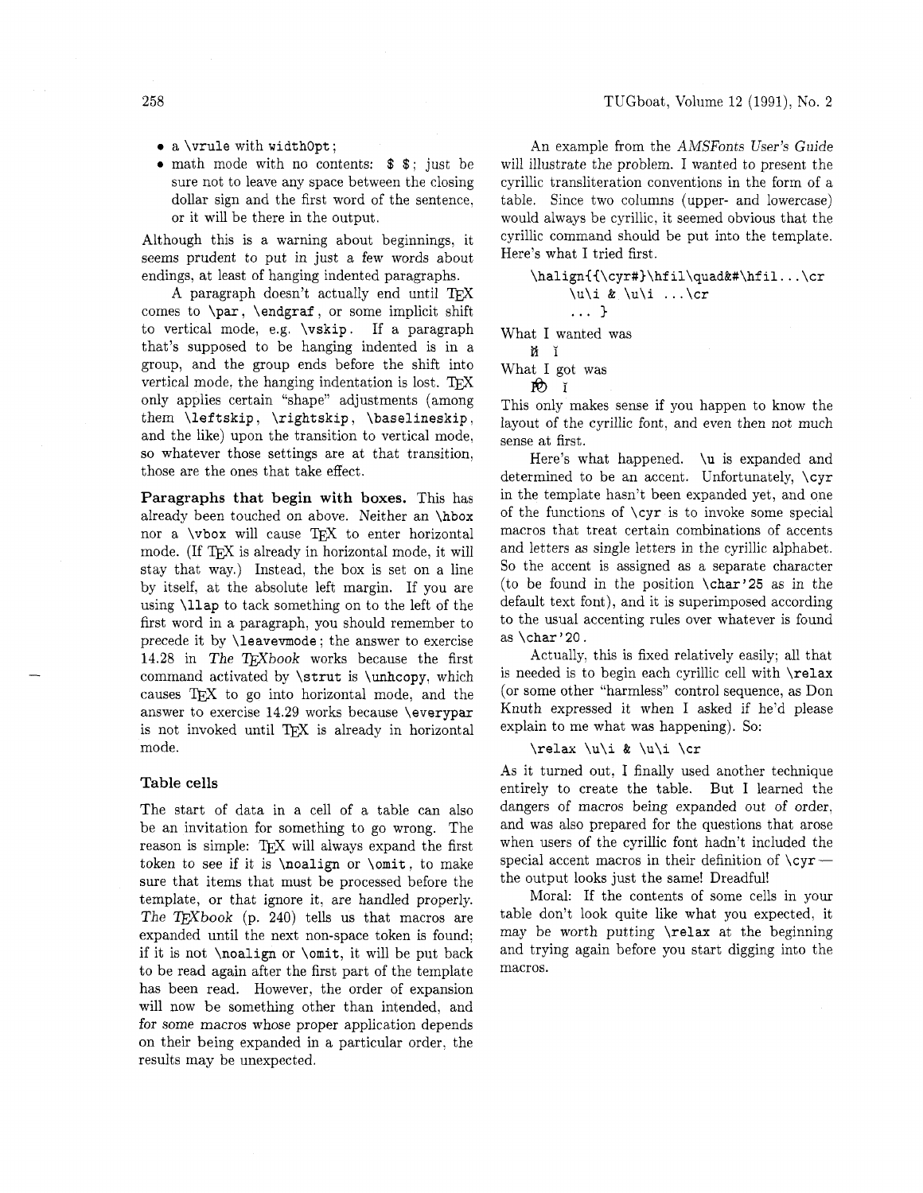- a `\vrule` with `width0pt`;
- math mode with no contents: `$ $`; just be sure not to leave any space between the closing dollar sign and the first word of the sentence, or it will be there in the output.

Although this is a warning about beginnings, it seems prudent to put in just a few words about endings, at least of hanging indented paragraphs.

A paragraph doesn't actually end until TEX comes to `\par`, `\endgraf`, or some implicit shift to vertical mode, e.g. `\vskip`. If a paragraph that's supposed to be hanging indented is in a group, and the group ends before the shift into vertical mode, the hanging indentation is lost. TEX only applies certain "shape" adjustments (among them `\leftskip`, `\rightskip`, `\baselineskip`, and the like) upon the transition to vertical mode, so whatever those settings are at that transition, those are the ones that take effect.

**Paragraphs that begin with boxes.** This has already been touched on above. Neither an `\hbox` nor a `\vbox` will cause TEX to enter horizontal mode. (If TEX is already in horizontal mode, it will stay that way.) Instead, the box is set on a line by itself, at the absolute left margin. If you are using `\llap` to tack something on to the left of the first word in a paragraph, you should remember to precede it by `\leavevmode`; the answer to exercise 14.28 in *The TEXbook* works because the first command activated by `\strut` is `\unhcopy`, which causes TEX to go into horizontal mode, and the answer to exercise 14.29 works because `\everypar` is not invoked until TEX is already in horizontal mode.

## Table cells

The start of data in a cell of a table can also be an invitation for something to go wrong. The reason is simple: TEX will always expand the first token to see if it is `\noalign` or `\omit`, to make sure that items that must be processed before the template, or that ignore it, are handled properly. *The TEXbook* (p. 240) tells us that macros are expanded until the next non-space token is found; if it is not `\noalign` or `\omit`, it will be put back to be read again after the first part of the template has been read. However, the order of expansion will now be something other than intended, and for some macros whose proper application depends on their being expanded in a particular order, the results may be unexpected.

An example from the *AMSFonts User's Guide* will illustrate the problem. I wanted to present the cyrillic transliteration conventions in the form of a table. Since two columns (upper- and lowercase) would always be cyrillic, it seemed obvious that the cyrillic command should be put into the template. Here's what I tried first.

```
\halign{{\cyr#}\hfil\quad&#\hfil...\cr
      \u\i & \u\i ...\cr
      ... }
```

What I wanted was

Й ĭ

What I got was

Ю̆ ĭ

This only makes sense if you happen to know the layout of the cyrillic font, and even then not much sense at first.

Here's what happened. `\u` is expanded and determined to be an accent. Unfortunately, `\cyr` in the template hasn't been expanded yet, and one of the functions of `\cyr` is to invoke some special macros that treat certain combinations of accents and letters as single letters in the cyrillic alphabet. So the accent is assigned as a separate character (to be found in the position `\char'25` as in the default text font), and it is superimposed according to the usual accenting rules over whatever is found as `\char'20`.

Actually, this is fixed relatively easily; all that is needed is to begin each cyrillic cell with `\relax` (or some other "harmless" control sequence, as Don Knuth expressed it when I asked if he'd please explain to me what was happening). So:

```
\relax \u\i & \u\i \cr
```

As it turned out, I finally used another technique entirely to create the table. But I learned the dangers of macros being expanded out of order, and was also prepared for the questions that arose when users of the cyrillic font hadn't included the special accent macros in their definition of `\cyr`— the output looks just the same! Dreadful!

Moral: If the contents of some cells in your table don't look quite like what you expected, it may be worth putting `\relax` at the beginning and trying again before you start digging into the macros.